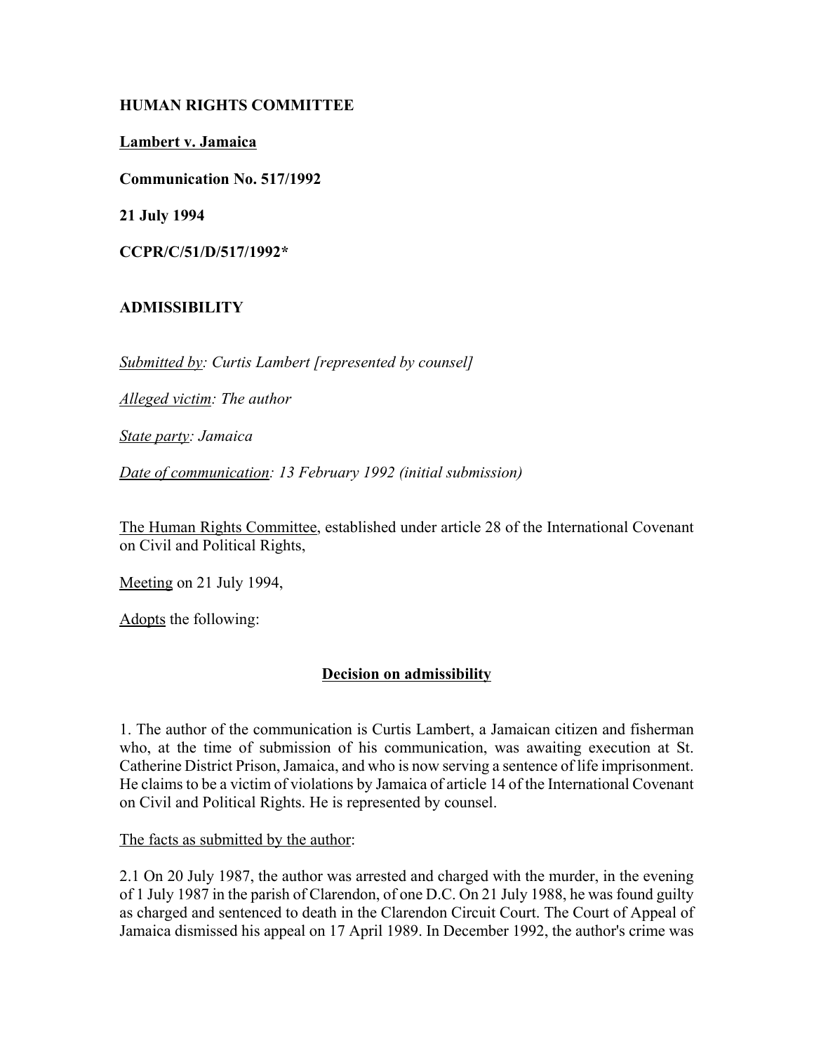**HUMAN RIGHTS COMMITTEE**

**Lambert v. Jamaica**

**Communication No. 517/1992**

**21 July 1994**

**CCPR/C/51/D/517/1992***

**ADMISSIBILITY**

*Submitted by: Curtis Lambert [represented by counsel]*

*Alleged victim: The author*

*State party: Jamaica*

*Date of communication: 13 February 1992 (initial submission)*

The Human Rights Committee, established under article 28 of the International Covenant on Civil and Political Rights,

Meeting on 21 July 1994,

Adopts the following:

## Decision on admissibility

1. The author of the communication is Curtis Lambert, a Jamaican citizen and fisherman who, at the time of submission of his communication, was awaiting execution at St. Catherine District Prison, Jamaica, and who is now serving a sentence of life imprisonment. He claims to be a victim of violations by Jamaica of article 14 of the International Covenant on Civil and Political Rights. He is represented by counsel.

The facts as submitted by the author:

2.1 On 20 July 1987, the author was arrested and charged with the murder, in the evening of 1 July 1987 in the parish of Clarendon, of one D.C. On 21 July 1988, he was found guilty as charged and sentenced to death in the Clarendon Circuit Court. The Court of Appeal of Jamaica dismissed his appeal on 17 April 1989. In December 1992, the author's crime was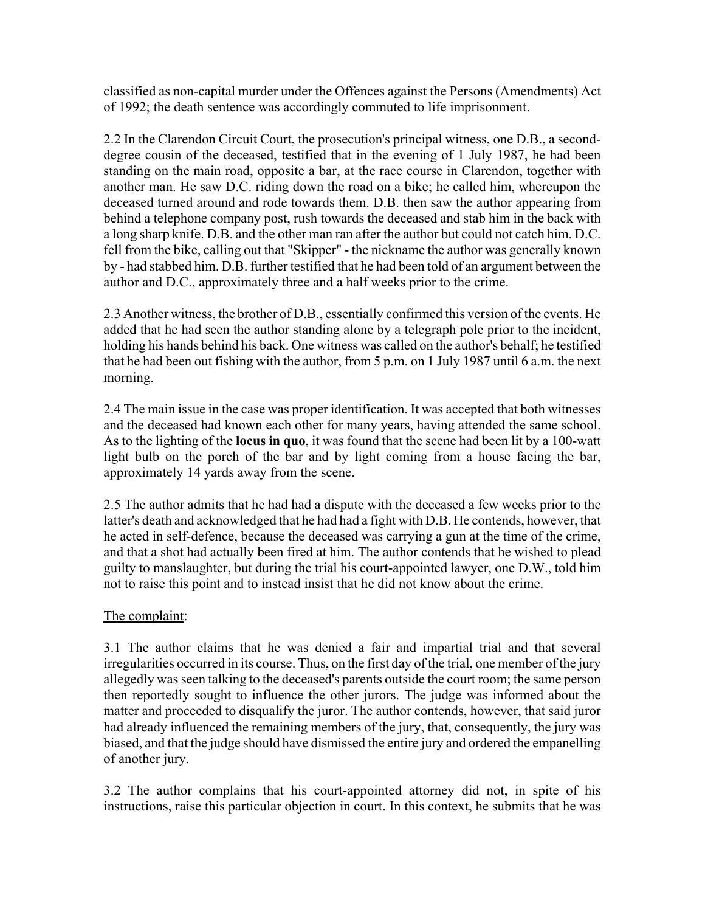classified as non-capital murder under the Offences against the Persons (Amendments) Act of 1992; the death sentence was accordingly commuted to life imprisonment.

2.2 In the Clarendon Circuit Court, the prosecution's principal witness, one D.B., a second-degree cousin of the deceased, testified that in the evening of 1 July 1987, he had been standing on the main road, opposite a bar, at the race course in Clarendon, together with another man. He saw D.C. riding down the road on a bike; he called him, whereupon the deceased turned around and rode towards them. D.B. then saw the author appearing from behind a telephone company post, rush towards the deceased and stab him in the back with a long sharp knife. D.B. and the other man ran after the author but could not catch him. D.C. fell from the bike, calling out that "Skipper" - the nickname the author was generally known by - had stabbed him. D.B. further testified that he had been told of an argument between the author and D.C., approximately three and a half weeks prior to the crime.

2.3 Another witness, the brother of D.B., essentially confirmed this version of the events. He added that he had seen the author standing alone by a telegraph pole prior to the incident, holding his hands behind his back. One witness was called on the author's behalf; he testified that he had been out fishing with the author, from 5 p.m. on 1 July 1987 until 6 a.m. the next morning.

2.4 The main issue in the case was proper identification. It was accepted that both witnesses and the deceased had known each other for many years, having attended the same school. As to the lighting of the **locus in quo**, it was found that the scene had been lit by a 100-watt light bulb on the porch of the bar and by light coming from a house facing the bar, approximately 14 yards away from the scene.

2.5 The author admits that he had had a dispute with the deceased a few weeks prior to the latter's death and acknowledged that he had had a fight with D.B. He contends, however, that he acted in self-defence, because the deceased was carrying a gun at the time of the crime, and that a shot had actually been fired at him. The author contends that he wished to plead guilty to manslaughter, but during the trial his court-appointed lawyer, one D.W., told him not to raise this point and to instead insist that he did not know about the crime.

The complaint:

3.1 The author claims that he was denied a fair and impartial trial and that several irregularities occurred in its course. Thus, on the first day of the trial, one member of the jury allegedly was seen talking to the deceased's parents outside the court room; the same person then reportedly sought to influence the other jurors. The judge was informed about the matter and proceeded to disqualify the juror. The author contends, however, that said juror had already influenced the remaining members of the jury, that, consequently, the jury was biased, and that the judge should have dismissed the entire jury and ordered the empanelling of another jury.

3.2 The author complains that his court-appointed attorney did not, in spite of his instructions, raise this particular objection in court. In this context, he submits that he was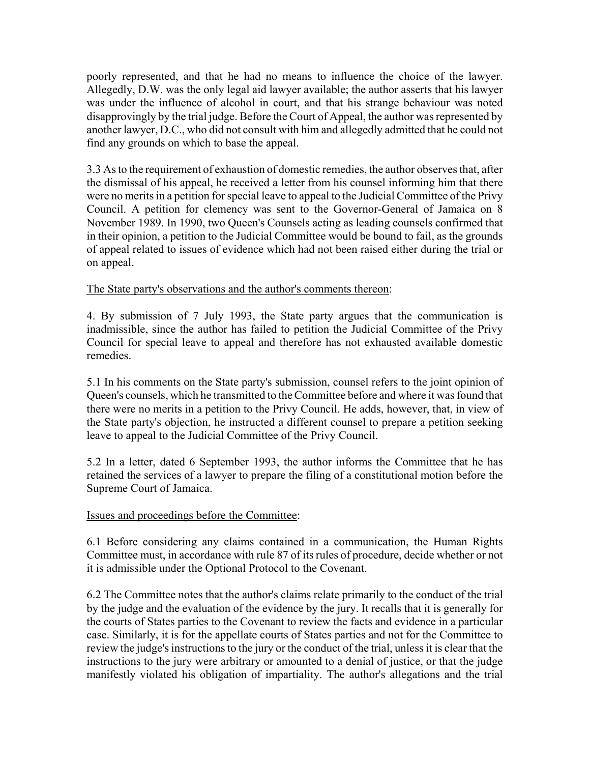poorly represented, and that he had no means to influence the choice of the lawyer. Allegedly, D.W. was the only legal aid lawyer available; the author asserts that his lawyer was under the influence of alcohol in court, and that his strange behaviour was noted disapprovingly by the trial judge. Before the Court of Appeal, the author was represented by another lawyer, D.C., who did not consult with him and allegedly admitted that he could not find any grounds on which to base the appeal.

3.3 As to the requirement of exhaustion of domestic remedies, the author observes that, after the dismissal of his appeal, he received a letter from his counsel informing him that there were no merits in a petition for special leave to appeal to the Judicial Committee of the Privy Council. A petition for clemency was sent to the Governor-General of Jamaica on 8 November 1989. In 1990, two Queen's Counsels acting as leading counsels confirmed that in their opinion, a petition to the Judicial Committee would be bound to fail, as the grounds of appeal related to issues of evidence which had not been raised either during the trial or on appeal.

<u>The State party's observations and the author's comments thereon</u>:

4. By submission of 7 July 1993, the State party argues that the communication is inadmissible, since the author has failed to petition the Judicial Committee of the Privy Council for special leave to appeal and therefore has not exhausted available domestic remedies.

5.1 In his comments on the State party's submission, counsel refers to the joint opinion of Queen's counsels, which he transmitted to the Committee before and where it was found that there were no merits in a petition to the Privy Council. He adds, however, that, in view of the State party's objection, he instructed a different counsel to prepare a petition seeking leave to appeal to the Judicial Committee of the Privy Council.

5.2 In a letter, dated 6 September 1993, the author informs the Committee that he has retained the services of a lawyer to prepare the filing of a constitutional motion before the Supreme Court of Jamaica.

<u>Issues and proceedings before the Committee</u>:

6.1 Before considering any claims contained in a communication, the Human Rights Committee must, in accordance with rule 87 of its rules of procedure, decide whether or not it is admissible under the Optional Protocol to the Covenant.

6.2 The Committee notes that the author's claims relate primarily to the conduct of the trial by the judge and the evaluation of the evidence by the jury. It recalls that it is generally for the courts of States parties to the Covenant to review the facts and evidence in a particular case. Similarly, it is for the appellate courts of States parties and not for the Committee to review the judge's instructions to the jury or the conduct of the trial, unless it is clear that the instructions to the jury were arbitrary or amounted to a denial of justice, or that the judge manifestly violated his obligation of impartiality. The author's allegations and the trial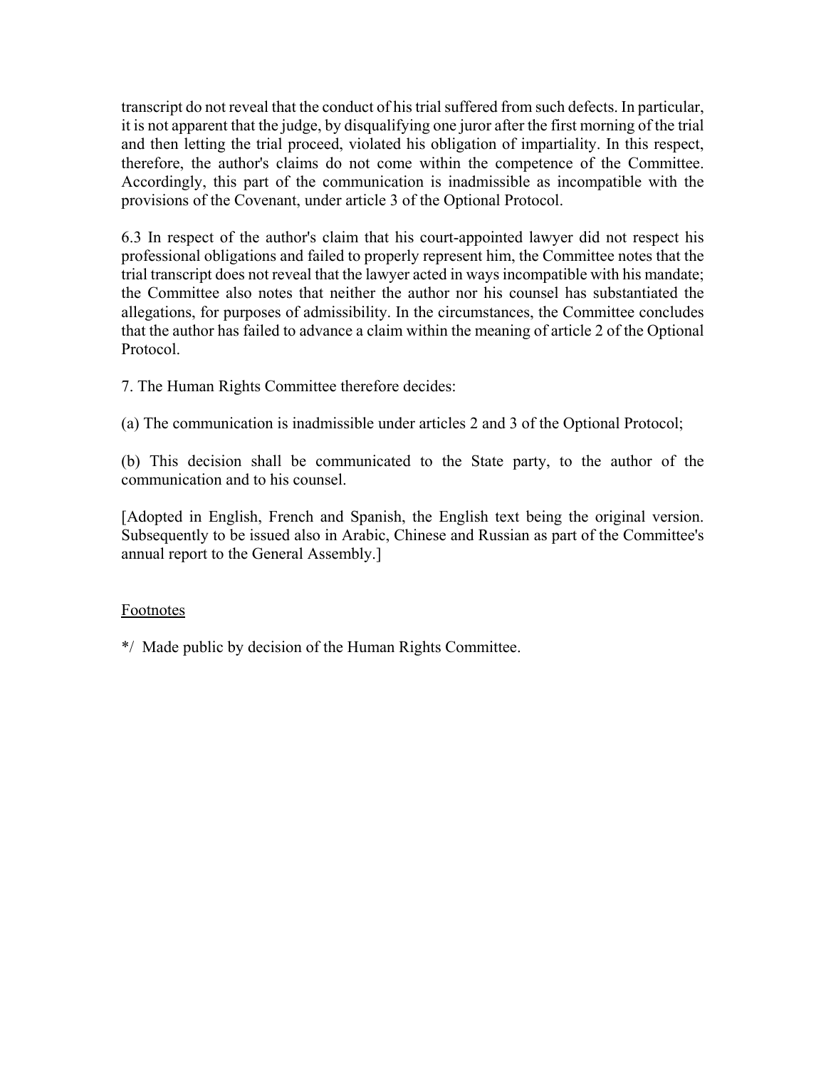transcript do not reveal that the conduct of his trial suffered from such defects. In particular, it is not apparent that the judge, by disqualifying one juror after the first morning of the trial and then letting the trial proceed, violated his obligation of impartiality. In this respect, therefore, the author's claims do not come within the competence of the Committee. Accordingly, this part of the communication is inadmissible as incompatible with the provisions of the Covenant, under article 3 of the Optional Protocol.

6.3 In respect of the author's claim that his court-appointed lawyer did not respect his professional obligations and failed to properly represent him, the Committee notes that the trial transcript does not reveal that the lawyer acted in ways incompatible with his mandate; the Committee also notes that neither the author nor his counsel has substantiated the allegations, for purposes of admissibility. In the circumstances, the Committee concludes that the author has failed to advance a claim within the meaning of article 2 of the Optional Protocol.

7. The Human Rights Committee therefore decides:

(a) The communication is inadmissible under articles 2 and 3 of the Optional Protocol;

(b) This decision shall be communicated to the State party, to the author of the communication and to his counsel.

[Adopted in English, French and Spanish, the English text being the original version. Subsequently to be issued also in Arabic, Chinese and Russian as part of the Committee's annual report to the General Assembly.]

Footnotes

*/ Made public by decision of the Human Rights Committee.